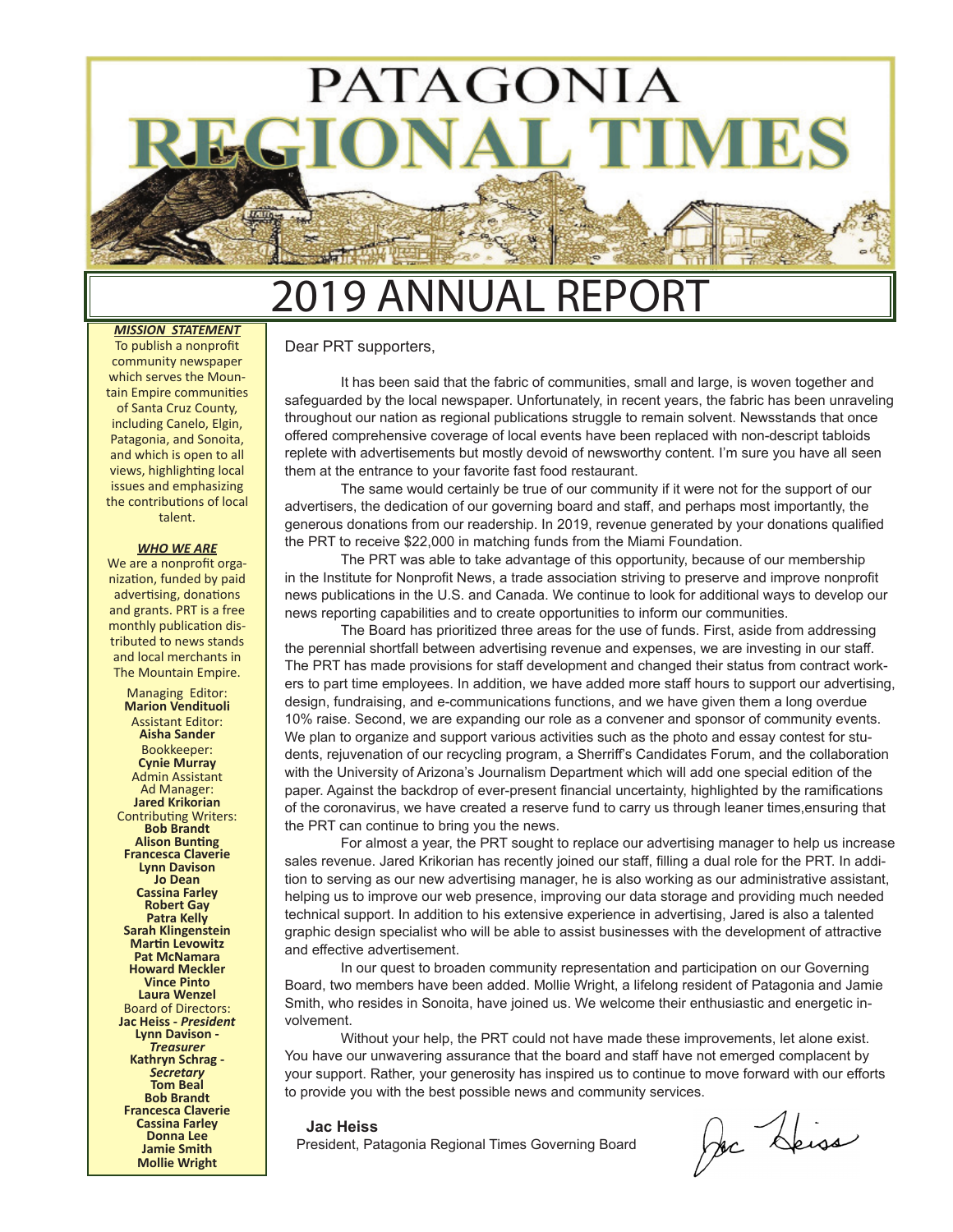# PATAGONIA REGIONAL TIMES

# 2019 ANNUAL REPORT

***MISSION STATEMENT***

To publish a nonprofit community newspaper which serves the Mountain Empire communities of Santa Cruz County, including Canelo, Elgin, Patagonia, and Sonoita, and which is open to all views, highlighting local issues and emphasizing the contributions of local talent.

***WHO WE ARE***

We are a nonprofit organization, funded by paid advertising, donations and grants. PRT is a free monthly publication distributed to news stands and local merchants in The Mountain Empire.

Managing Editor:
**Marion Vendituoli**
Assistant Editor:
**Aisha Sander**
Bookkeeper:
**Cynie Murray**
Admin Assistant
Ad Manager:
**Jared Krikorian**
Contributing Writers:
**Bob Brandt**
**Alison Bunting**
**Francesca Claverie**
**Lynn Davison**
**Jo Dean**
**Cassina Farley**
**Robert Gay**
**Patra Kelly**
**Sarah Klingenstein**
**Martin Levowitz**
**Pat McNamara**
**Howard Meckler**
**Vince Pinto**
**Laura Wenzel**
Board of Directors:
**Jac Heiss - *President***
**Lynn Davison - *Treasurer***
**Kathryn Schrag - *Secretary***
**Tom Beal**
**Bob Brandt**
**Francesca Claverie**
**Cassina Farley**
**Donna Lee**
**Jamie Smith**
**Mollie Wright**

Dear PRT supporters,

It has been said that the fabric of communities, small and large, is woven together and safeguarded by the local newspaper. Unfortunately, in recent years, the fabric has been unraveling throughout our nation as regional publications struggle to remain solvent. Newsstands that once offered comprehensive coverage of local events have been replaced with non-descript tabloids replete with advertisements but mostly devoid of newsworthy content. I'm sure you have all seen them at the entrance to your favorite fast food restaurant.

The same would certainly be true of our community if it were not for the support of our advertisers, the dedication of our governing board and staff, and perhaps most importantly, the generous donations from our readership. In 2019, revenue generated by your donations qualified the PRT to receive $22,000 in matching funds from the Miami Foundation.

The PRT was able to take advantage of this opportunity, because of our membership in the Institute for Nonprofit News, a trade association striving to preserve and improve nonprofit news publications in the U.S. and Canada. We continue to look for additional ways to develop our news reporting capabilities and to create opportunities to inform our communities.

The Board has prioritized three areas for the use of funds. First, aside from addressing the perennial shortfall between advertising revenue and expenses, we are investing in our staff. The PRT has made provisions for staff development and changed their status from contract workers to part time employees. In addition, we have added more staff hours to support our advertising, design, fundraising, and e-communications functions, and we have given them a long overdue 10% raise. Second, we are expanding our role as a convener and sponsor of community events. We plan to organize and support various activities such as the photo and essay contest for students, rejuvenation of our recycling program, a Sherriff's Candidates Forum, and the collaboration with the University of Arizona's Journalism Department which will add one special edition of the paper. Against the backdrop of ever-present financial uncertainty, highlighted by the ramifications of the coronavirus, we have created a reserve fund to carry us through leaner times,ensuring that the PRT can continue to bring you the news.

For almost a year, the PRT sought to replace our advertising manager to help us increase sales revenue. Jared Krikorian has recently joined our staff, filling a dual role for the PRT. In addition to serving as our new advertising manager, he is also working as our administrative assistant, helping us to improve our web presence, improving our data storage and providing much needed technical support. In addition to his extensive experience in advertising, Jared is also a talented graphic design specialist who will be able to assist businesses with the development of attractive and effective advertisement.

In our quest to broaden community representation and participation on our Governing Board, two members have been added. Mollie Wright, a lifelong resident of Patagonia and Jamie Smith, who resides in Sonoita, have joined us. We welcome their enthusiastic and energetic involvement.

Without your help, the PRT could not have made these improvements, let alone exist. You have our unwavering assurance that the board and staff have not emerged complacent by your support. Rather, your generosity has inspired us to continue to move forward with our efforts to provide you with the best possible news and community services.

**Jac Heiss**
President, Patagonia Regional Times Governing Board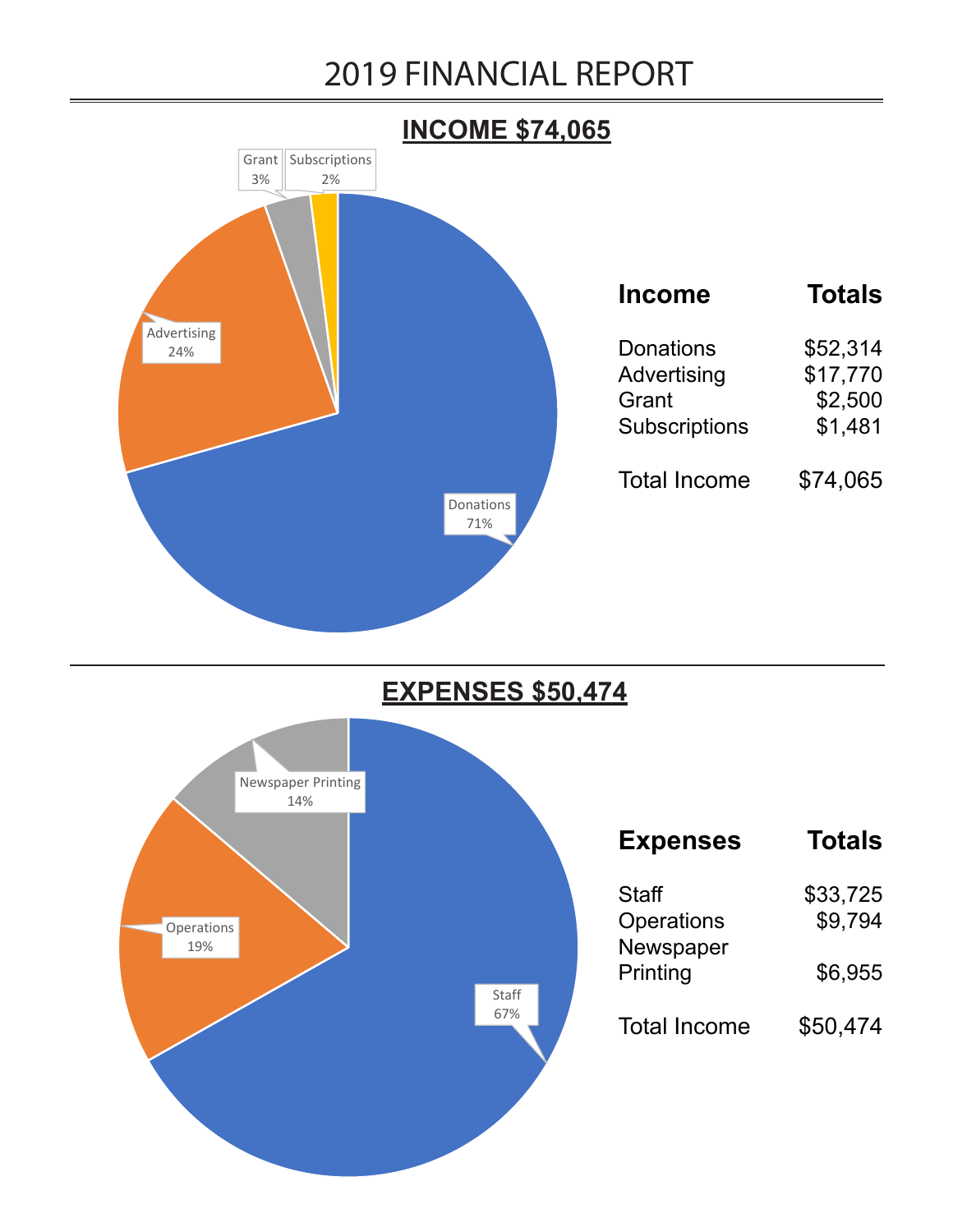# 2019 FINANCIAL REPORT

## INCOME $74,065

Grant 3%
Subscriptions 2%
Advertising 24%
Donations 71%

| Income | Totals |
| --- | ---: |
| Donations | $52,314 |
| Advertising | $17,770 |
| Grant | $2,500 |
| Subscriptions | $1,481 |
| Total Income | $74,065 |

## EXPENSES $50,474

Newspaper Printing 14%
Operations 19%
Staff 67%

| Expenses | Totals |
| --- | ---: |
| Staff | $33,725 |
| Operations | $9,794 |
| Newspaper Printing | $6,955 |
| Total Income | $50,474 |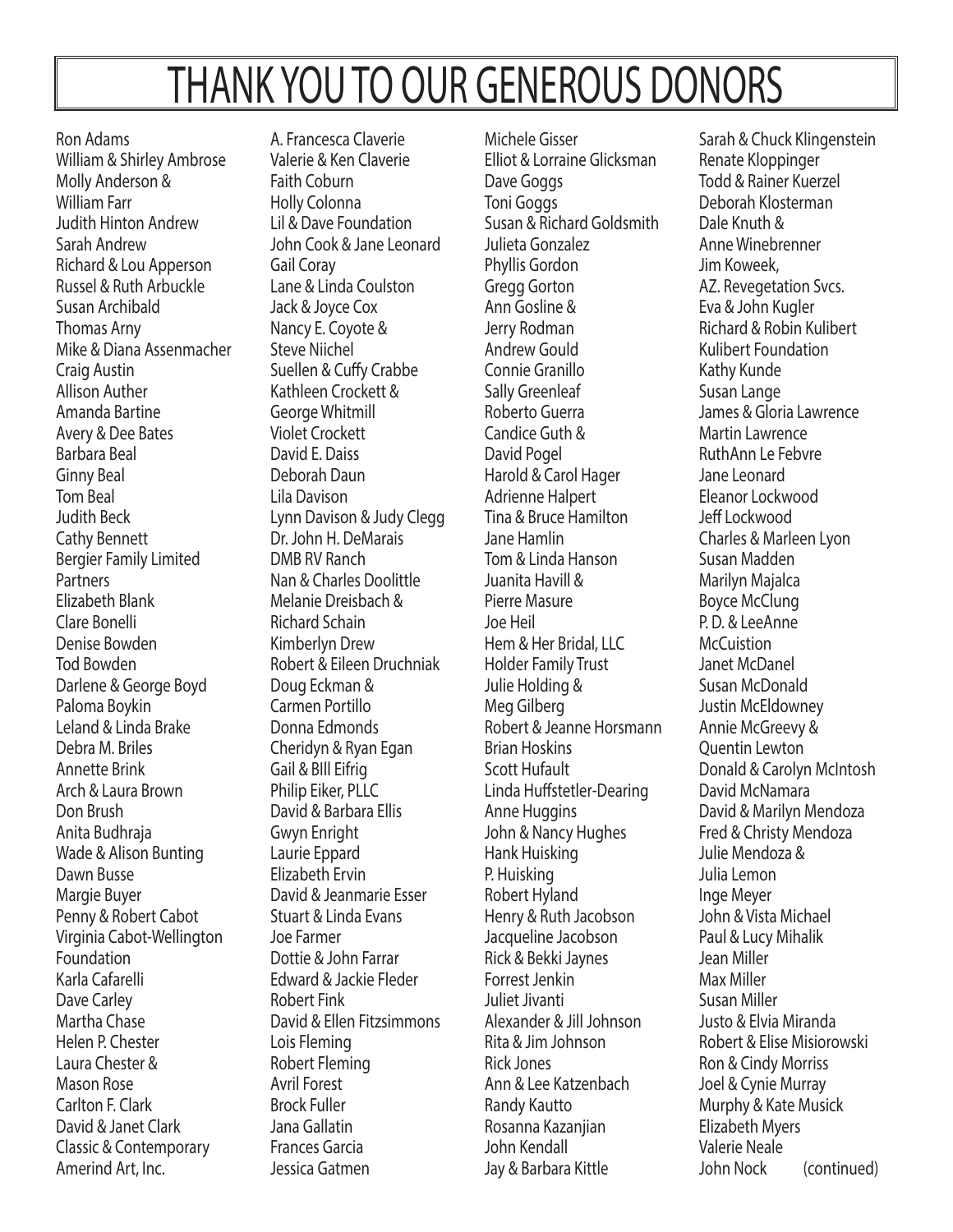# THANK YOU TO OUR GENEROUS DONORS

Ron Adams
William & Shirley Ambrose
Molly Anderson &
William Farr
Judith Hinton Andrew
Sarah Andrew
Richard & Lou Apperson
Russel & Ruth Arbuckle
Susan Archibald
Thomas Arny
Mike & Diana Assenmacher
Craig Austin
Allison Auther
Amanda Bartine
Avery & Dee Bates
Barbara Beal
Ginny Beal
Tom Beal
Judith Beck
Cathy Bennett
Bergier Family Limited
Partners
Elizabeth Blank
Clare Bonelli
Denise Bowden
Tod Bowden
Darlene & George Boyd
Paloma Boykin
Leland & Linda Brake
Debra M. Briles
Annette Brink
Arch & Laura Brown
Don Brush
Anita Budhraja
Wade & Alison Bunting
Dawn Busse
Margie Buyer
Penny & Robert Cabot
Virginia Cabot-Wellington
Foundation
Karla Cafarelli
Dave Carley
Martha Chase
Helen P. Chester
Laura Chester &
Mason Rose
Carlton F. Clark
David & Janet Clark
Classic & Contemporary
Amerind Art, Inc.

A. Francesca Claverie
Valerie & Ken Claverie
Faith Coburn
Holly Colonna
Lil & Dave Foundation
John Cook & Jane Leonard
Gail Coray
Lane & Linda Coulston
Jack & Joyce Cox
Nancy E. Coyote &
Steve Niichel
Suellen & Cuffy Crabbe
Kathleen Crockett &
George Whitmill
Violet Crockett
David E. Daiss
Deborah Daun
Lila Davison
Lynn Davison & Judy Clegg
Dr. John H. DeMarais
DMB RV Ranch
Nan & Charles Doolittle
Melanie Dreisbach &
Richard Schain
Kimberlyn Drew
Robert & Eileen Druchniak
Doug Eckman &
Carmen Portillo
Donna Edmonds
Cheridyn & Ryan Egan
Gail & BIll Eifrig
Philip Eiker, PLLC
David & Barbara Ellis
Gwyn Enright
Laurie Eppard
Elizabeth Ervin
David & Jeanmarie Esser
Stuart & Linda Evans
Joe Farmer
Dottie & John Farrar
Edward & Jackie Fleder
Robert Fink
David & Ellen Fitzsimmons
Lois Fleming
Robert Fleming
Avril Forest
Brock Fuller
Jana Gallatin
Frances Garcia
Jessica Gatmen

Michele Gisser
Elliot & Lorraine Glicksman
Dave Goggs
Toni Goggs
Susan & Richard Goldsmith
Julieta Gonzalez
Phyllis Gordon
Gregg Gorton
Ann Gosline &
Jerry Rodman
Andrew Gould
Connie Granillo
Sally Greenleaf
Roberto Guerra
Candice Guth &
David Pogel
Harold & Carol Hager
Adrienne Halpert
Tina & Bruce Hamilton
Jane Hamlin
Tom & Linda Hanson
Juanita Havill &
Pierre Masure
Joe Heil
Hem & Her Bridal, LLC
Holder Family Trust
Julie Holding &
Meg Gilberg
Robert & Jeanne Horsmann
Brian Hoskins
Scott Hufault
Linda Huffstetler-Dearing
Anne Huggins
John & Nancy Hughes
Hank Huisking
P. Huisking
Robert Hyland
Henry & Ruth Jacobson
Jacqueline Jacobson
Rick & Bekki Jaynes
Forrest Jenkin
Juliet Jivanti
Alexander & Jill Johnson
Rita & Jim Johnson
Rick Jones
Ann & Lee Katzenbach
Randy Kautto
Rosanna Kazanjian
John Kendall
Jay & Barbara Kittle

Sarah & Chuck Klingenstein
Renate Kloppinger
Todd & Rainer Kuerzel
Deborah Klosterman
Dale Knuth &
Anne Winebrenner
Jim Koweek,
AZ. Revegetation Svcs.
Eva & John Kugler
Richard & Robin Kulibert
Kulibert Foundation
Kathy Kunde
Susan Lange
James & Gloria Lawrence
Martin Lawrence
RuthAnn Le Febvre
Jane Leonard
Eleanor Lockwood
Jeff Lockwood
Charles & Marleen Lyon
Susan Madden
Marilyn Majalca
Boyce McClung
P. D. & LeeAnne
McCuistion
Janet McDanel
Susan McDonald
Justin McEldowney
Annie McGreevy &
Quentin Lewton
Donald & Carolyn McIntosh
David McNamara
David & Marilyn Mendoza
Fred & Christy Mendoza
Julie Mendoza &
Julia Lemon
Inge Meyer
John & Vista Michael
Paul & Lucy Mihalik
Jean Miller
Max Miller
Susan Miller
Justo & Elvia Miranda
Robert & Elise Misiorowski
Ron & Cindy Morriss
Joel & Cynie Murray
Murphy & Kate Musick
Elizabeth Myers
Valerie Neale
John Nock (continued)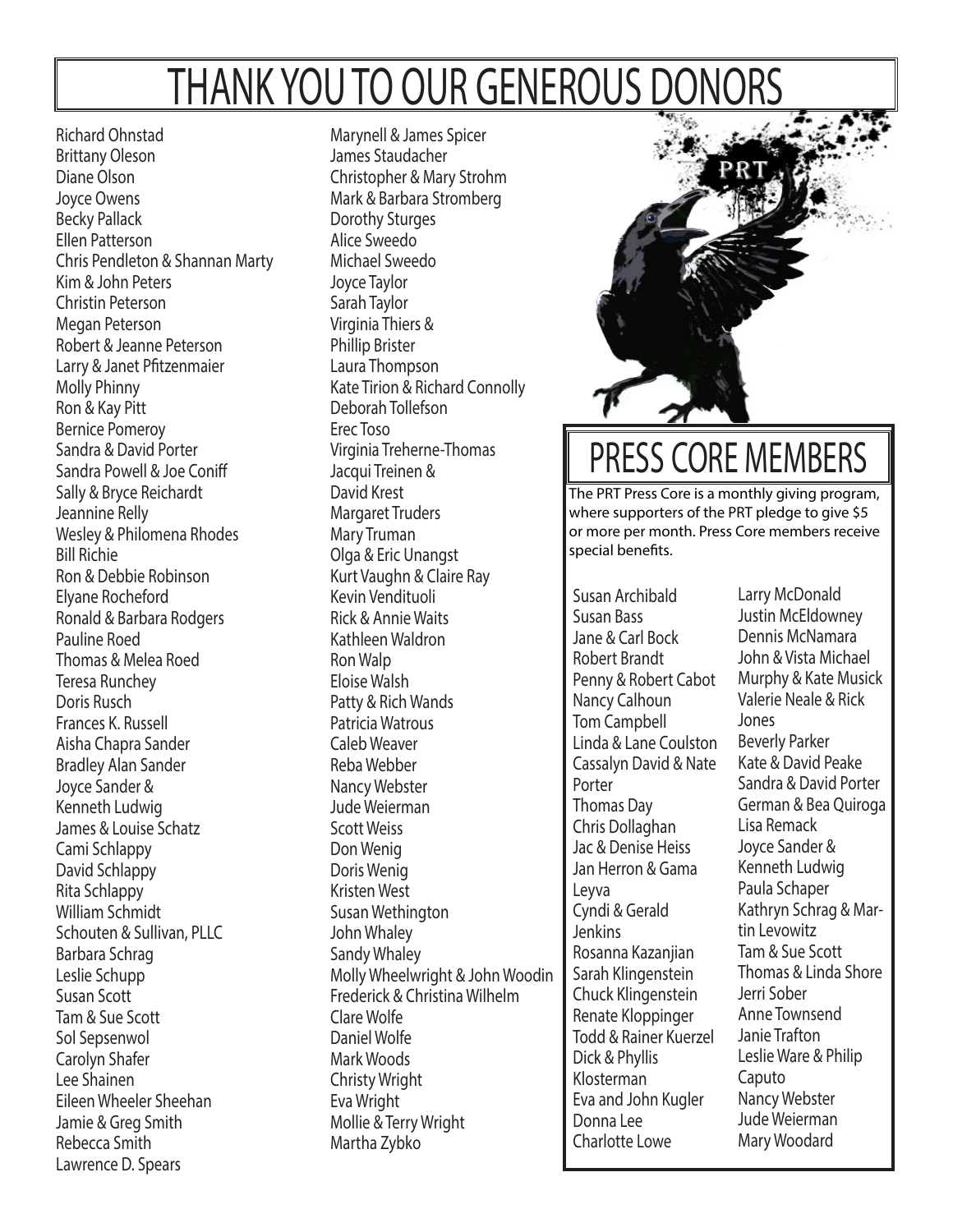# THANK YOU TO OUR GENEROUS DONORS

Richard Ohnstad
Brittany Oleson
Diane Olson
Joyce Owens
Becky Pallack
Ellen Patterson
Chris Pendleton & Shannan Marty
Kim & John Peters
Christin Peterson
Megan Peterson
Robert & Jeanne Peterson
Larry & Janet Pfitzenmaier
Molly Phinny
Ron & Kay Pitt
Bernice Pomeroy
Sandra & David Porter
Sandra Powell & Joe Coniff
Sally & Bryce Reichardt
Jeannine Relly
Wesley & Philomena Rhodes
Bill Richie
Ron & Debbie Robinson
Elyane Rocheford
Ronald & Barbara Rodgers
Pauline Roed
Thomas & Melea Roed
Teresa Runchey
Doris Rusch
Frances K. Russell
Aisha Chapra Sander
Bradley Alan Sander
Joyce Sander & Kenneth Ludwig
James & Louise Schatz
Cami Schlappy
David Schlappy
Rita Schlappy
William Schmidt
Schouten & Sullivan, PLLC
Barbara Schrag
Leslie Schupp
Susan Scott
Tam & Sue Scott
Sol Sepsenwol
Carolyn Shafer
Lee Shainen
Eileen Wheeler Sheehan
Jamie & Greg Smith
Rebecca Smith
Lawrence D. Spears
Marynell & James Spicer
James Staudacher
Christopher & Mary Strohm
Mark & Barbara Stromberg
Dorothy Sturges
Alice Sweedo
Michael Sweedo
Joyce Taylor
Sarah Taylor
Virginia Thiers & Phillip Brister
Laura Thompson
Kate Tirion & Richard Connolly
Deborah Tollefson
Erec Toso
Virginia Treherne-Thomas
Jacqui Treinen & David Krest
Margaret Truders
Mary Truman
Olga & Eric Unangst
Kurt Vaughn & Claire Ray
Kevin Vendituoli
Rick & Annie Waits
Kathleen Waldron
Ron Walp
Eloise Walsh
Patty & Rich Wands
Patricia Watrous
Caleb Weaver
Reba Webber
Nancy Webster
Jude Weierman
Scott Weiss
Don Wenig
Doris Wenig
Kristen West
Susan Wethington
John Whaley
Sandy Whaley
Molly Wheelwright & John Woodin
Frederick & Christina Wilhelm
Clare Wolfe
Daniel Wolfe
Mark Woods
Christy Wright
Eva Wright
Mollie & Terry Wright
Martha Zybko

PRT

## PRESS CORE MEMBERS

The PRT Press Core is a monthly giving program, where supporters of the PRT pledge to give $5 or more per month. Press Core members receive special benefits.

Susan Archibald
Susan Bass
Jane & Carl Bock
Robert Brandt
Penny & Robert Cabot
Nancy Calhoun
Tom Campbell
Linda & Lane Coulston
Cassalyn David & Nate Porter
Thomas Day
Chris Dollaghan
Jac & Denise Heiss
Jan Herron & Gama Leyva
Cyndi & Gerald Jenkins
Rosanna Kazanjian
Sarah Klingenstein
Chuck Klingenstein
Renate Kloppinger
Todd & Rainer Kuerzel
Dick & Phyllis Klosterman
Eva and John Kugler
Donna Lee
Charlotte Lowe
Larry McDonald
Justin McEldowney
Dennis McNamara
John & Vista Michael
Murphy & Kate Musick
Valerie Neale & Rick Jones
Beverly Parker
Kate & David Peake
Sandra & David Porter
German & Bea Quiroga
Lisa Remack
Joyce Sander & Kenneth Ludwig
Paula Schaper
Kathryn Schrag & Martin Levowitz
Tam & Sue Scott
Thomas & Linda Shore
Jerri Sober
Anne Townsend
Janie Trafton
Leslie Ware & Philip Caputo
Nancy Webster
Jude Weierman
Mary Woodard